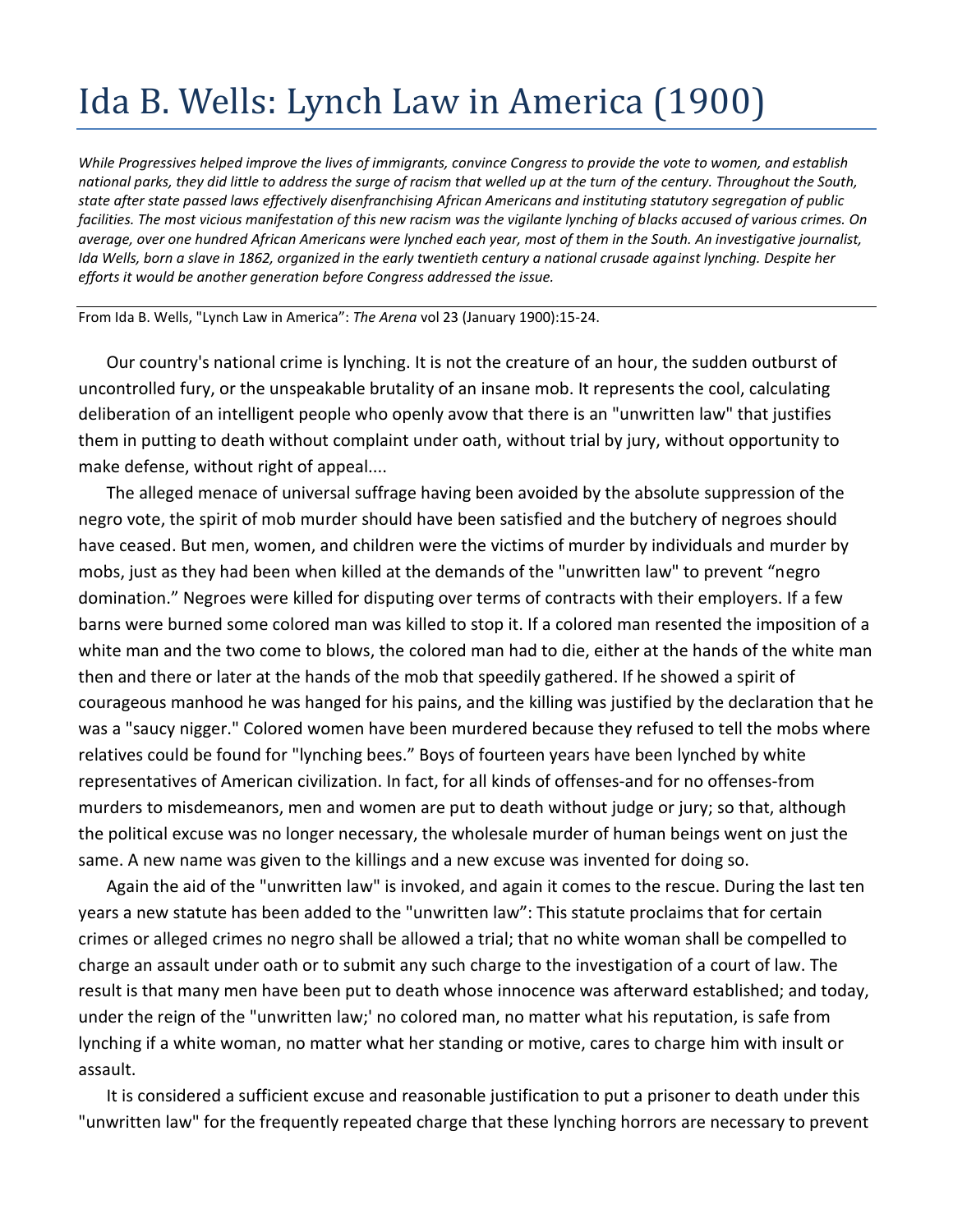# Ida B. Wells: Lynch Law in America (1900)

*While Progressives helped improve the lives of immigrants, convince Congress to provide the vote to women, and establish national parks, they did little to address the surge of racism that welled up at the turn of the century. Throughout the South, state after state passed laws effectively disenfranchising African Americans and instituting statutory segregation of public facilities. The most vicious manifestation of this new racism was the vigilante lynching of blacks accused of various crimes. On average, over one hundred African Americans were lynched each year, most of them in the South. An investigative journalist, Ida Wells, born a slave in 1862, organized in the early twentieth century a national crusade against lynching. Despite her efforts it would be another generation before Congress addressed the issue.*

---

From Ida B. Wells, "Lynch Law in America": *The Arena* vol 23 (January 1900):15-24.

Our country's national crime is lynching. It is not the creature of an hour, the sudden outburst of uncontrolled fury, or the unspeakable brutality of an insane mob. It represents the cool, calculating deliberation of an intelligent people who openly avow that there is an "unwritten law" that justifies them in putting to death without complaint under oath, without trial by jury, without opportunity to make defense, without right of appeal....

The alleged menace of universal suffrage having been avoided by the absolute suppression of the negro vote, the spirit of mob murder should have been satisfied and the butchery of negroes should have ceased. But men, women, and children were the victims of murder by individuals and murder by mobs, just as they had been when killed at the demands of the "unwritten law" to prevent "negro domination." Negroes were killed for disputing over terms of contracts with their employers. If a few barns were burned some colored man was killed to stop it. If a colored man resented the imposition of a white man and the two come to blows, the colored man had to die, either at the hands of the white man then and there or later at the hands of the mob that speedily gathered. If he showed a spirit of courageous manhood he was hanged for his pains, and the killing was justified by the declaration that he was a "saucy nigger." Colored women have been murdered because they refused to tell the mobs where relatives could be found for "lynching bees." Boys of fourteen years have been lynched by white representatives of American civilization. In fact, for all kinds of offenses-and for no offenses-from murders to misdemeanors, men and women are put to death without judge or jury; so that, although the political excuse was no longer necessary, the wholesale murder of human beings went on just the same. A new name was given to the killings and a new excuse was invented for doing so.

Again the aid of the "unwritten law" is invoked, and again it comes to the rescue. During the last ten years a new statute has been added to the "unwritten law": This statute proclaims that for certain crimes or alleged crimes no negro shall be allowed a trial; that no white woman shall be compelled to charge an assault under oath or to submit any such charge to the investigation of a court of law. The result is that many men have been put to death whose innocence was afterward established; and today, under the reign of the "unwritten law;' no colored man, no matter what his reputation, is safe from lynching if a white woman, no matter what her standing or motive, cares to charge him with insult or assault.

It is considered a sufficient excuse and reasonable justification to put a prisoner to death under this "unwritten law" for the frequently repeated charge that these lynching horrors are necessary to prevent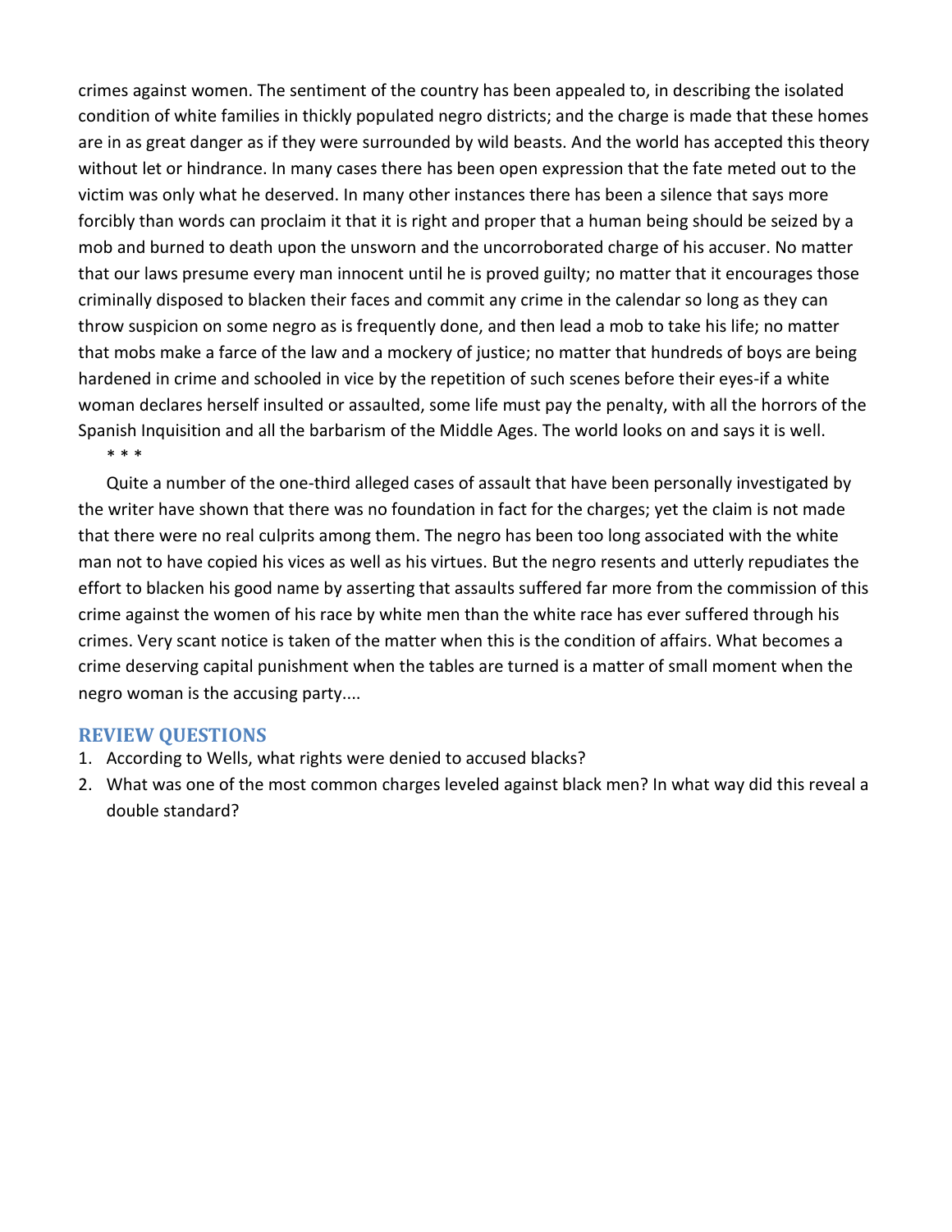crimes against women. The sentiment of the country has been appealed to, in describing the isolated condition of white families in thickly populated negro districts; and the charge is made that these homes are in as great danger as if they were surrounded by wild beasts. And the world has accepted this theory without let or hindrance. In many cases there has been open expression that the fate meted out to the victim was only what he deserved. In many other instances there has been a silence that says more forcibly than words can proclaim it that it is right and proper that a human being should be seized by a mob and burned to death upon the unsworn and the uncorroborated charge of his accuser. No matter that our laws presume every man innocent until he is proved guilty; no matter that it encourages those criminally disposed to blacken their faces and commit any crime in the calendar so long as they can throw suspicion on some negro as is frequently done, and then lead a mob to take his life; no matter that mobs make a farce of the law and a mockery of justice; no matter that hundreds of boys are being hardened in crime and schooled in vice by the repetition of such scenes before their eyes-if a white woman declares herself insulted or assaulted, some life must pay the penalty, with all the horrors of the Spanish Inquisition and all the barbarism of the Middle Ages. The world looks on and says it is well.

\* \* \*

Quite a number of the one-third alleged cases of assault that have been personally investigated by the writer have shown that there was no foundation in fact for the charges; yet the claim is not made that there were no real culprits among them. The negro has been too long associated with the white man not to have copied his vices as well as his virtues. But the negro resents and utterly repudiates the effort to blacken his good name by asserting that assaults suffered far more from the commission of this crime against the women of his race by white men than the white race has ever suffered through his crimes. Very scant notice is taken of the matter when this is the condition of affairs. What becomes a crime deserving capital punishment when the tables are turned is a matter of small moment when the negro woman is the accusing party....

## REVIEW QUESTIONS

1. According to Wells, what rights were denied to accused blacks?
2. What was one of the most common charges leveled against black men? In what way did this reveal a double standard?